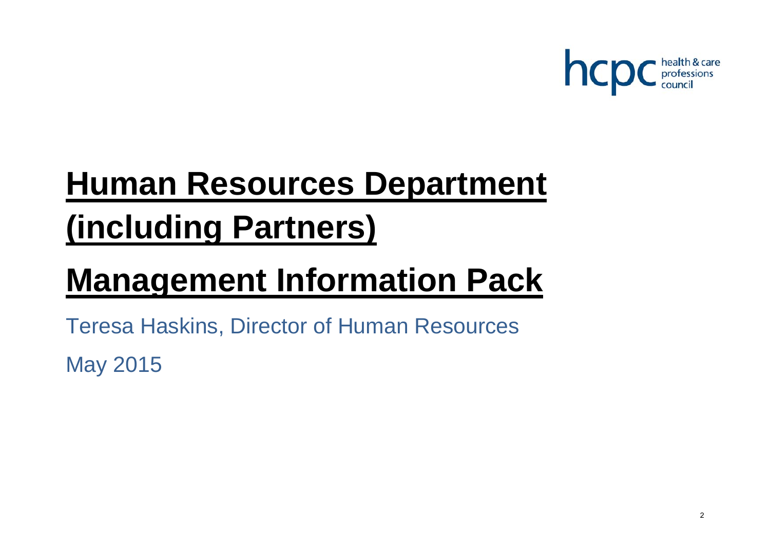hcpc health & care professions council

# Human Resources Department (including Partners)

# Management Information Pack

Teresa Haskins, Director of Human Resources

May 2015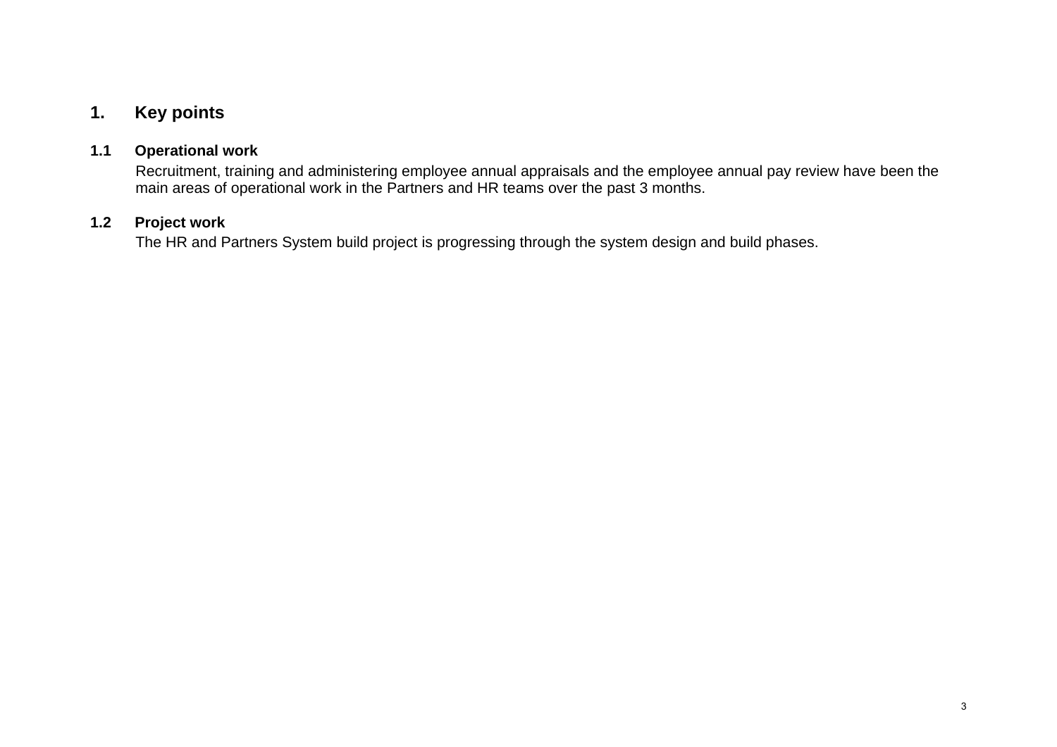# 1. Key points

## 1.1 Operational work

Recruitment, training and administering employee annual appraisals and the employee annual pay review have been the main areas of operational work in the Partners and HR teams over the past 3 months.

## 1.2 Project work

The HR and Partners System build project is progressing through the system design and build phases.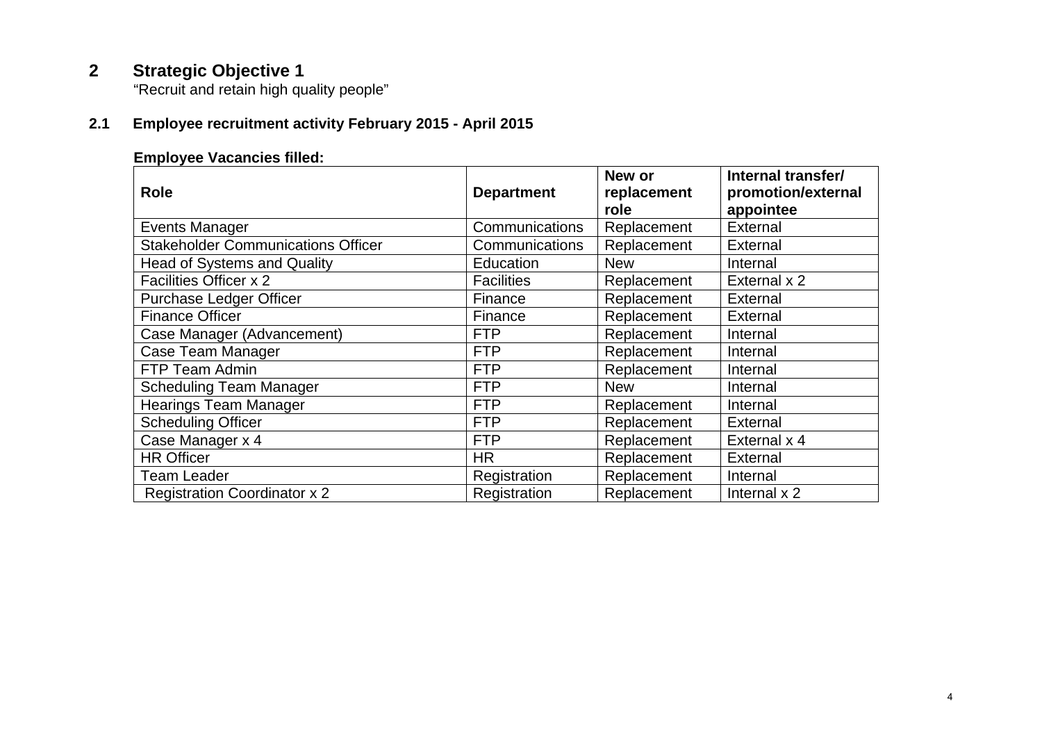## 2 Strategic Objective 1

"Recruit and retain high quality people"

### 2.1 Employee recruitment activity February 2015 - April 2015

**Employee Vacancies filled:**

| Role | Department | New or replacement role | Internal transfer/ promotion/external appointee |
|---|---|---|---|
| Events Manager | Communications | Replacement | External |
| Stakeholder Communications Officer | Communications | Replacement | External |
| Head of Systems and Quality | Education | New | Internal |
| Facilities Officer x 2 | Facilities | Replacement | External x 2 |
| Purchase Ledger Officer | Finance | Replacement | External |
| Finance Officer | Finance | Replacement | External |
| Case Manager (Advancement) | FTP | Replacement | Internal |
| Case Team Manager | FTP | Replacement | Internal |
| FTP Team Admin | FTP | Replacement | Internal |
| Scheduling Team Manager | FTP | New | Internal |
| Hearings Team Manager | FTP | Replacement | Internal |
| Scheduling Officer | FTP | Replacement | External |
| Case Manager x 4 | FTP | Replacement | External x 4 |
| HR Officer | HR | Replacement | External |
| Team Leader | Registration | Replacement | Internal |
| Registration Coordinator x 2 | Registration | Replacement | Internal x 2 |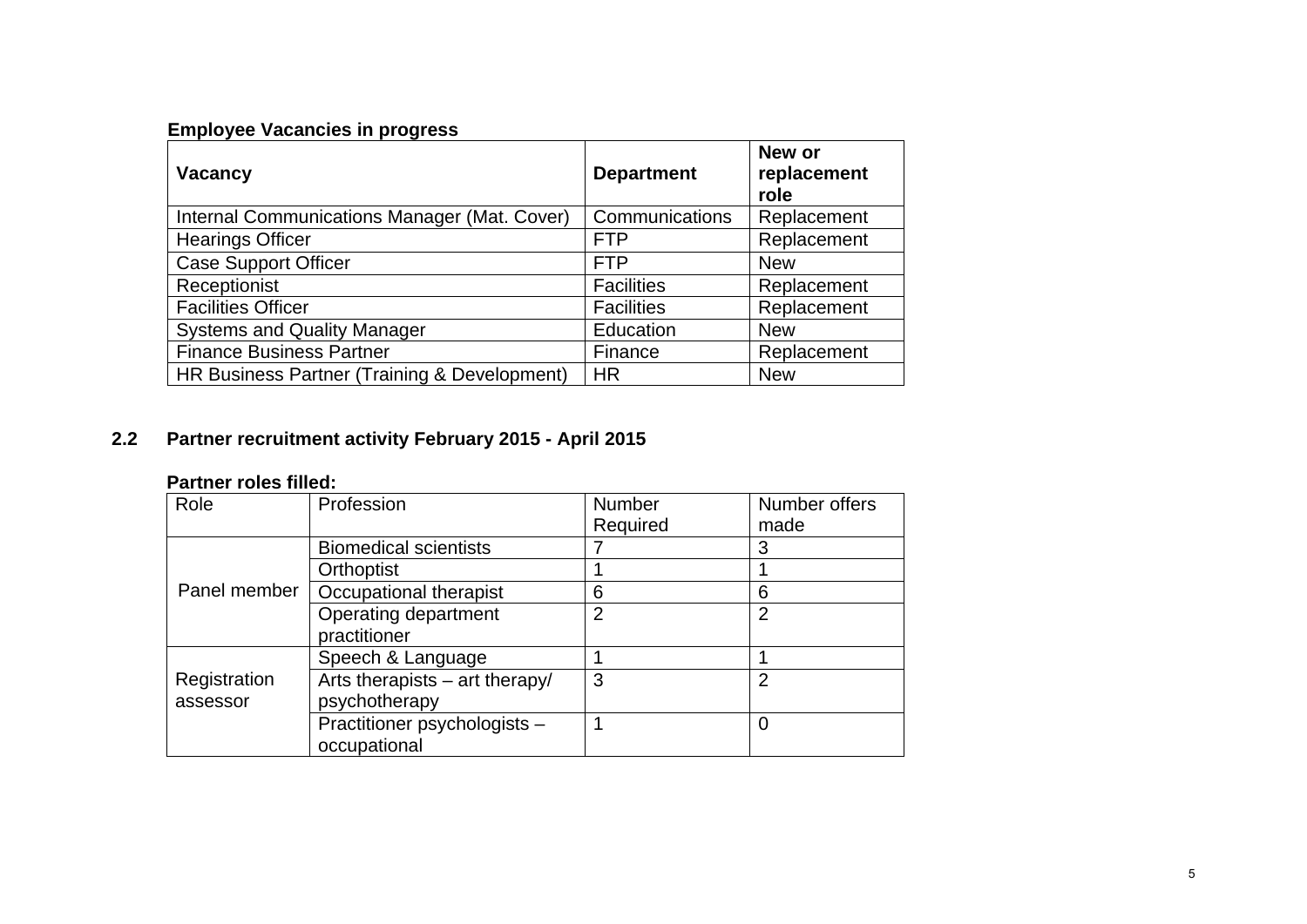**Employee Vacancies in progress**

| Vacancy | Department | New or replacement role |
|---|---|---|
| Internal Communications Manager (Mat. Cover) | Communications | Replacement |
| Hearings Officer | FTP | Replacement |
| Case Support Officer | FTP | New |
| Receptionist | Facilities | Replacement |
| Facilities Officer | Facilities | Replacement |
| Systems and Quality Manager | Education | New |
| Finance Business Partner | Finance | Replacement |
| HR Business Partner (Training & Development) | HR | New |

## 2.2 Partner recruitment activity February 2015 - April 2015

**Partner roles filled:**

| Role | Profession | Number Required | Number offers made |
|---|---|---|---|
| Panel member | Biomedical scientists | 7 | 3 |
| | Orthoptist | 1 | 1 |
| | Occupational therapist | 6 | 6 |
| | Operating department practitioner | 2 | 2 |
| Registration assessor | Speech & Language | 1 | 1 |
| | Arts therapists – art therapy/ psychotherapy | 3 | 2 |
| | Practitioner psychologists – occupational | 1 | 0 |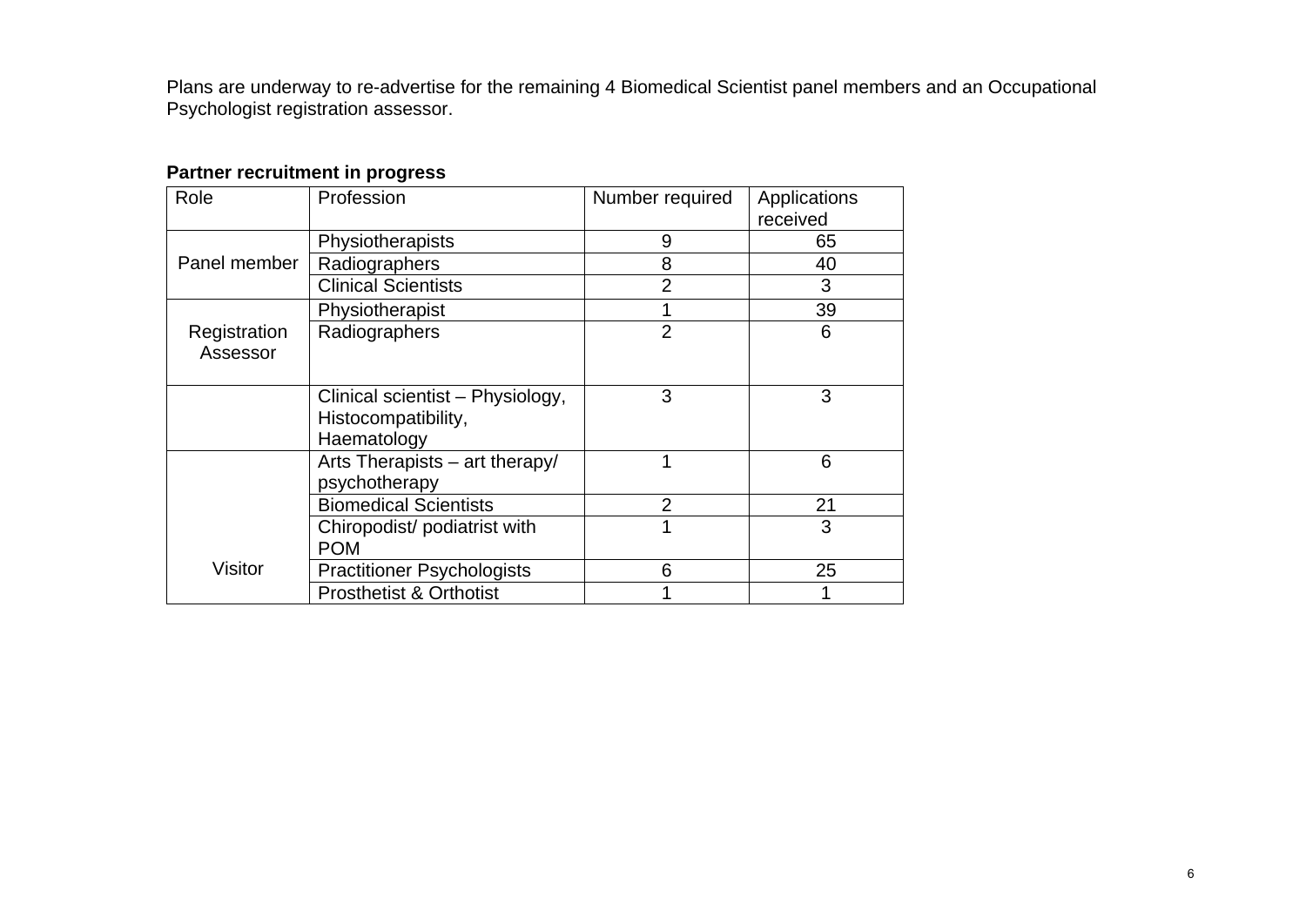Plans are underway to re-advertise for the remaining 4 Biomedical Scientist panel members and an Occupational Psychologist registration assessor.

**Partner recruitment in progress**

| Role | Profession | Number required | Applications received |
|---|---|---|---|
| Panel member | Physiotherapists | 9 | 65 |
| | Radiographers | 8 | 40 |
| | Clinical Scientists | 2 | 3 |
| Registration Assessor | Physiotherapist | 1 | 39 |
| | Radiographers | 2 | 6 |
| | Clinical scientist – Physiology, Histocompatibility, Haematology | 3 | 3 |
| Visitor | Arts Therapists – art therapy/ psychotherapy | 1 | 6 |
| | Biomedical Scientists | 2 | 21 |
| | Chiropodist/ podiatrist with POM | 1 | 3 |
| | Practitioner Psychologists | 6 | 25 |
| | Prosthetist & Orthotist | 1 | 1 |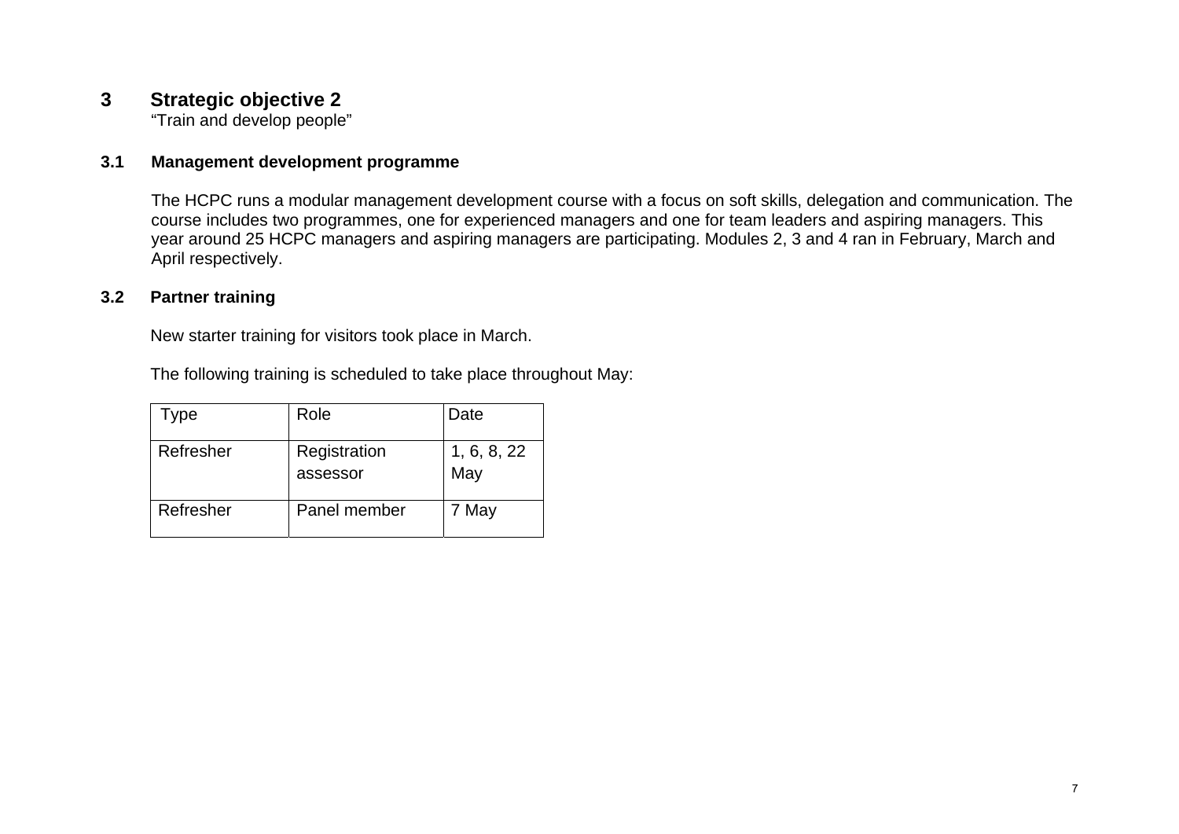## 3 Strategic objective 2

"Train and develop people"

### 3.1 Management development programme

The HCPC runs a modular management development course with a focus on soft skills, delegation and communication. The course includes two programmes, one for experienced managers and one for team leaders and aspiring managers. This year around 25 HCPC managers and aspiring managers are participating. Modules 2, 3 and 4 ran in February, March and April respectively.

### 3.2 Partner training

New starter training for visitors took place in March.

The following training is scheduled to take place throughout May:

| Type | Role | Date |
|---|---|---|
| Refresher | Registration assessor | 1, 6, 8, 22 May |
| Refresher | Panel member | 7 May |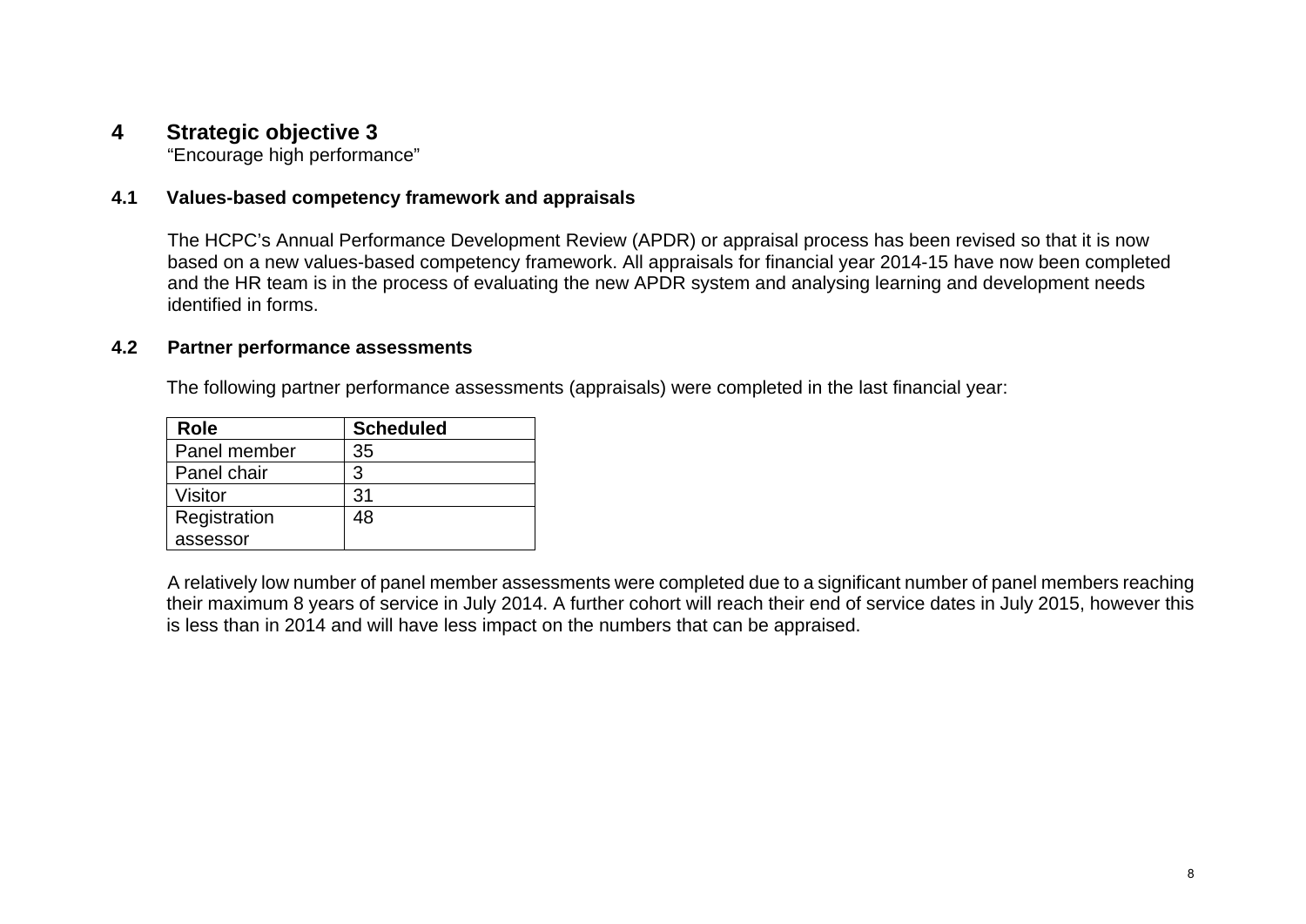# 4 Strategic objective 3

"Encourage high performance"

## 4.1 Values-based competency framework and appraisals

The HCPC's Annual Performance Development Review (APDR) or appraisal process has been revised so that it is now based on a new values-based competency framework. All appraisals for financial year 2014-15 have now been completed and the HR team is in the process of evaluating the new APDR system and analysing learning and development needs identified in forms.

## 4.2 Partner performance assessments

The following partner performance assessments (appraisals) were completed in the last financial year:

| Role | Scheduled |
|---|---|
| Panel member | 35 |
| Panel chair | 3 |
| Visitor | 31 |
| Registration assessor | 48 |

A relatively low number of panel member assessments were completed due to a significant number of panel members reaching their maximum 8 years of service in July 2014. A further cohort will reach their end of service dates in July 2015, however this is less than in 2014 and will have less impact on the numbers that can be appraised.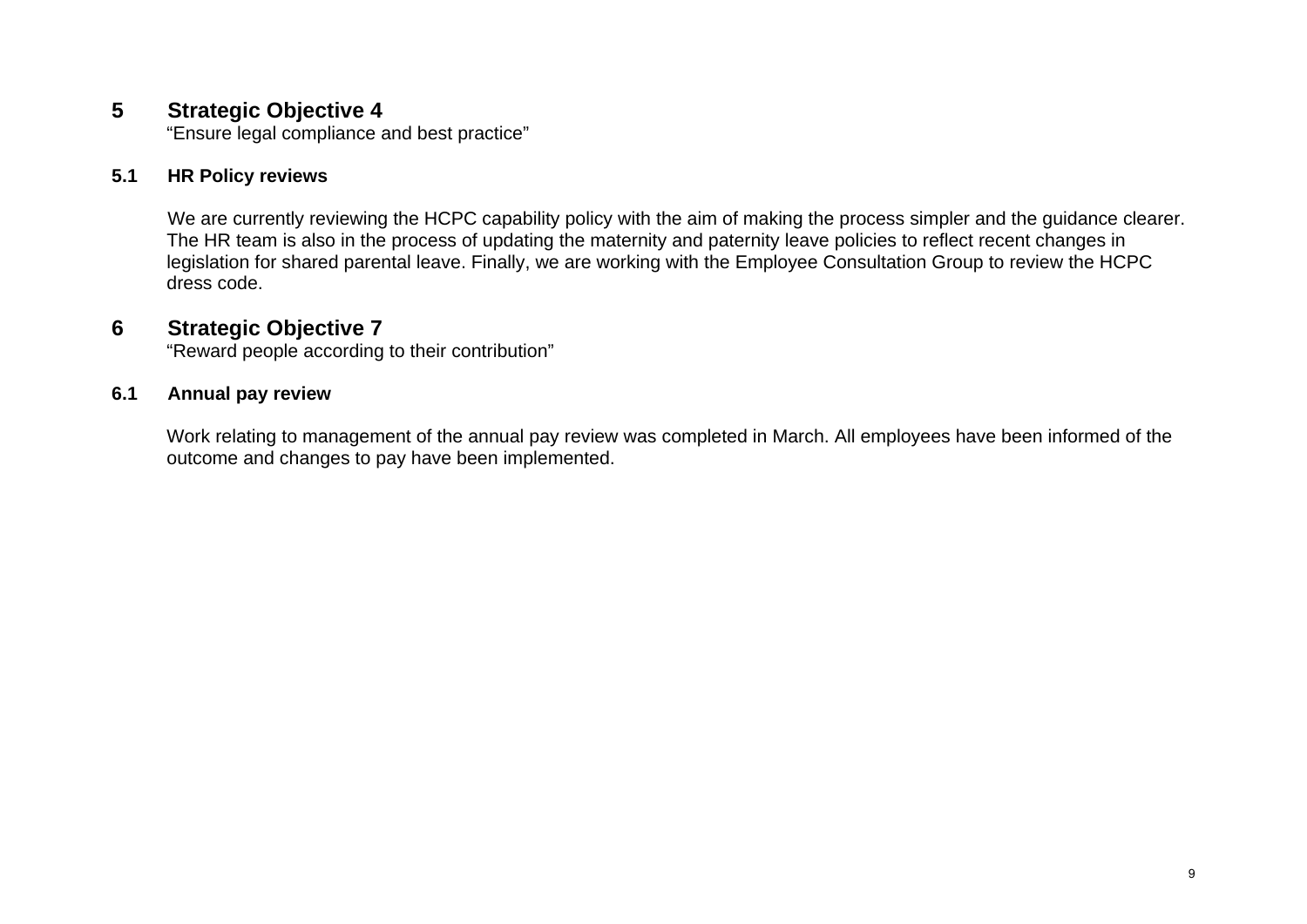## 5 Strategic Objective 4

"Ensure legal compliance and best practice"

### 5.1 HR Policy reviews

We are currently reviewing the HCPC capability policy with the aim of making the process simpler and the guidance clearer. The HR team is also in the process of updating the maternity and paternity leave policies to reflect recent changes in legislation for shared parental leave. Finally, we are working with the Employee Consultation Group to review the HCPC dress code.

## 6 Strategic Objective 7

"Reward people according to their contribution"

### 6.1 Annual pay review

Work relating to management of the annual pay review was completed in March. All employees have been informed of the outcome and changes to pay have been implemented.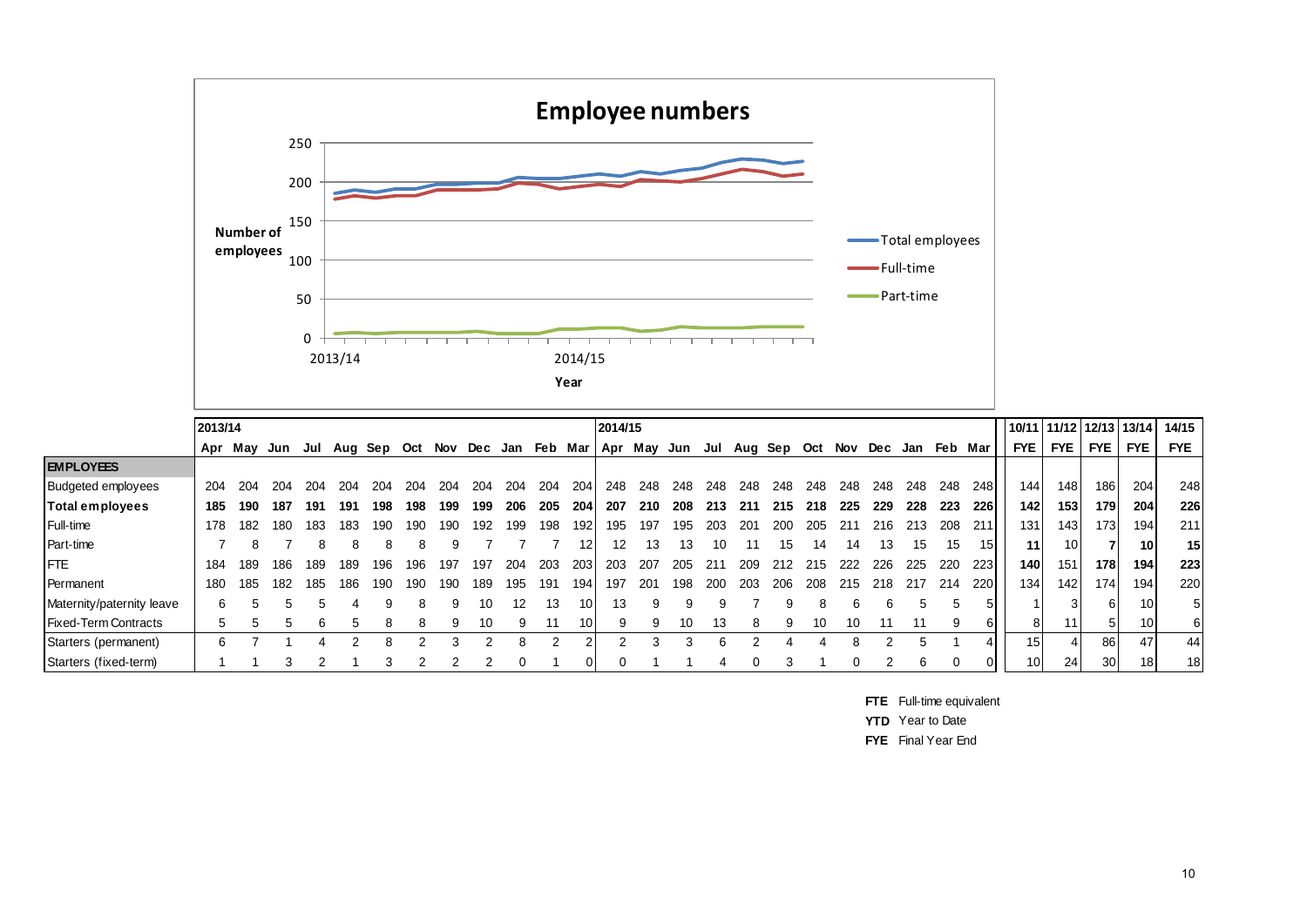## Employee numbers

| | 2013/14 | | | | | | | | | | | | 2014/15 | | | | | | | | | | | | 10/11 | 11/12 | 12/13 | 13/14 | 14/15 |
|---|---|---|---|---|---|---|---|---|---|---|---|---|---|---|---|---|---|---|---|---|---|---|---|---|---|---|---|---|---|
| | Apr | May | Jun | Jul | Aug | Sep | Oct | Nov | Dec | Jan | Feb | Mar | Apr | May | Jun | Jul | Aug | Sep | Oct | Nov | Dec | Jan | Feb | Mar | FYE | FYE | FYE | FYE | FYE |
| **EMPLOYEES** | | | | | | | | | | | | | | | | | | | | | | | | | | | | | |
| Budgeted employees | 204 | 204 | 204 | 204 | 204 | 204 | 204 | 204 | 204 | 204 | 204 | 204 | 248 | 248 | 248 | 248 | 248 | 248 | 248 | 248 | 248 | 248 | 248 | 248 | 144 | 148 | 186 | 204 | 248 |
| **Total employees** | **185** | **190** | **187** | **191** | **191** | **198** | **198** | **199** | **199** | **206** | **205** | **204** | **207** | **210** | **208** | **213** | **211** | **215** | **218** | **225** | **229** | **228** | **223** | **226** | **142** | **153** | **179** | **204** | **226** |
| Full-time | 178 | 182 | 180 | 183 | 183 | 190 | 190 | 190 | 192 | 199 | 198 | 192 | 195 | 197 | 195 | 203 | 201 | 200 | 205 | 211 | 216 | 213 | 208 | 211 | 131 | 143 | 173 | 194 | 211 |
| Part-time | 7 | 8 | 7 | 8 | 8 | 8 | 8 | 9 | 7 | 7 | 7 | 12 | 12 | 13 | 13 | 10 | 11 | 15 | 14 | 14 | 13 | 15 | 15 | 15 | **11** | 10 | **7** | **10** | **15** |
| FTE | 184 | 189 | 186 | 189 | 189 | 196 | 196 | 197 | 197 | 204 | 203 | 203 | 203 | 207 | 205 | 211 | 209 | 212 | 215 | 222 | 226 | 225 | 220 | 223 | **140** | 151 | **178** | **194** | **223** |
| Permanent | 180 | 185 | 182 | 185 | 186 | 190 | 190 | 190 | 189 | 195 | 191 | 194 | 197 | 201 | 198 | 200 | 203 | 206 | 208 | 215 | 218 | 217 | 214 | 220 | 134 | 142 | 174 | 194 | 220 |
| Maternity/paternity leave | 6 | 5 | 5 | 5 | 4 | 9 | 8 | 9 | 10 | 12 | 13 | 10 | 13 | 9 | 9 | 9 | 7 | 9 | 8 | 6 | 6 | 5 | 5 | 5 | 1 | 3 | 6 | 10 | 5 |
| Fixed-Term Contracts | 5 | 5 | 5 | 6 | 5 | 8 | 8 | 9 | 10 | 9 | 11 | 10 | 9 | 9 | 10 | 13 | 8 | 9 | 10 | 10 | 11 | 11 | 9 | 6 | 8 | 11 | 5 | 10 | 6 |
| Starters (permanent) | 6 | 7 | 1 | 4 | 2 | 8 | 2 | 3 | 2 | 8 | 2 | 2 | 2 | 3 | 3 | 6 | 2 | 4 | 4 | 8 | 2 | 5 | 1 | 4 | 15 | 4 | 86 | 47 | 44 |
| Starters (fixed-term) | 1 | 1 | 3 | 2 | 1 | 3 | 2 | 2 | 2 | 0 | 1 | 0 | 0 | 1 | 1 | 4 | 0 | 3 | 1 | 0 | 2 | 6 | 0 | 0 | 10 | 24 | 30 | 18 | 18 |

**FTE** Full-time equivalent
**YTD** Year to Date
**FYE** Final Year End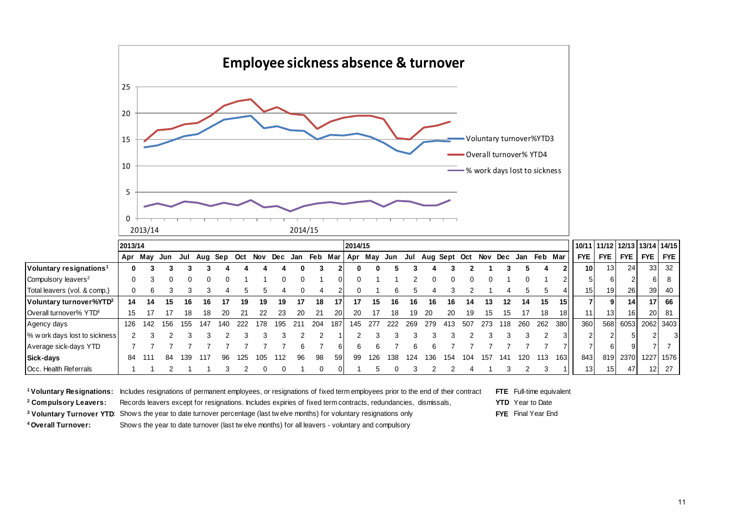## Employee sickness absence & turnover

| | 2013/14 | | | | | | | | | | | | 2014/15 | | | | | | | | | | | | 10/11 | 11/12 | 12/13 | 13/14 | 14/15 |
|---|---|---|---|---|---|---|---|---|---|---|---|---|---|---|---|---|---|---|---|---|---|---|---|---|---|---|---|---|---|
| | Apr | May | Jun | Jul | Aug | Sep | Oct | Nov | Dec | Jan | Feb | Mar | Apr | May | Jun | Jul | Aug | Sept | Oct | Nov | Dec | Jan | Feb | Mar | FYE | FYE | FYE | FYE | FYE |
| **Voluntary resignations[1]** | **0** | **3** | **3** | **3** | **3** | **4** | **4** | **4** | **4** | **0** | **3** | **2** | **0** | **0** | **5** | **3** | **4** | **3** | **2** | **1** | **3** | **5** | **4** | **2** | **10** | 13 | 24 | 33 | 32 |
| Compulsory leavers[2] | 0 | 3 | 0 | 0 | 0 | 0 | 1 | 1 | 0 | 0 | 1 | 0 | 0 | 1 | 1 | 2 | 0 | 0 | 0 | 0 | 1 | 0 | 1 | 2 | 5 | 6 | 2 | 6 | 8 |
| Total leavers (vol. & comp.) | 0 | 6 | 3 | 3 | 3 | 4 | 5 | 5 | 4 | 0 | 4 | 2 | 0 | 1 | 6 | 5 | 4 | 3 | 2 | 1 | 4 | 5 | 5 | 4 | 15 | 19 | 26 | 39 | 40 |
| **Voluntary turnover%YTD[3]** | **14** | **14** | **15** | **16** | **16** | **17** | **19** | **19** | **19** | **17** | **18** | **17** | **17** | **15** | **16** | **16** | **16** | **16** | **14** | **13** | **12** | **14** | **15** | **15** | **7** | **9** | **14** | **17** | **66** |
| Overall turnover% YTD[4] | 15 | 17 | 17 | 18 | 18 | 20 | 21 | 22 | 23 | 20 | 21 | 20 | 20 | 17 | 18 | 19 | 20 | 20 | 19 | 15 | 15 | 17 | 18 | 18 | 11 | 13 | 16 | 20 | 81 |
| Agency days | 126 | 142 | 156 | 155 | 147 | 140 | 222 | 178 | 195 | 211 | 204 | 187 | 145 | 277 | 222 | 269 | 279 | 413 | 507 | 273 | 118 | 260 | 262 | 380 | 360 | 568 | 6053 | 2062 | 3403 |
| % work days lost to sickness | 2 | 3 | 2 | 3 | 3 | 2 | 3 | 3 | 3 | 2 | 2 | 1 | 2 | 3 | 3 | 3 | 3 | 3 | 2 | 3 | 3 | 3 | 2 | 3 | 2 | 2 | 5 | 2 | 3 |
| Average sick-days YTD | 7 | 7 | 7 | 7 | 7 | 7 | 7 | 7 | 7 | 6 | 7 | 6 | 6 | 6 | 7 | 6 | 6 | 7 | 7 | 7 | 7 | 7 | 7 | 7 | 7 | 6 | 9 | 7 | 7 |
| **Sick-days** | 84 | 111 | 84 | 139 | 117 | 96 | 125 | 105 | 112 | 96 | 98 | 59 | 99 | 126 | 138 | 124 | 136 | 154 | 104 | 157 | 141 | 120 | 113 | 163 | 843 | 819 | 2370 | 1227 | 1576 |
| Occ. Health Referrals | 1 | 1 | 2 | 1 | 1 | 3 | 2 | 0 | 0 | 1 | 0 | 0 | 1 | 5 | 0 | 3 | 2 | 2 | 4 | 1 | 3 | 2 | 3 | 1 | 13 | 15 | 47 | 12 | 27 |

[1] **Voluntary Resignations:** Includes resignations of permanent employees, or resignations of fixed term employees prior to the end of their contract

[2] **Compulsory Leavers:** Records leavers except for resignations. Includes expiries of fixed term contracts, redundancies, dismissals,

[3] **Voluntary Turnover YTD:** Shows the year to date turnover percentage (last twelve months) for voluntary resignations only

[4] **Overall Turnover:** Shows the year to date turnover (last twelve months) for all leavers - voluntary and compulsory

**FTE** Full-time equivalent
**YTD** Year to Date
**FYE** Final Year End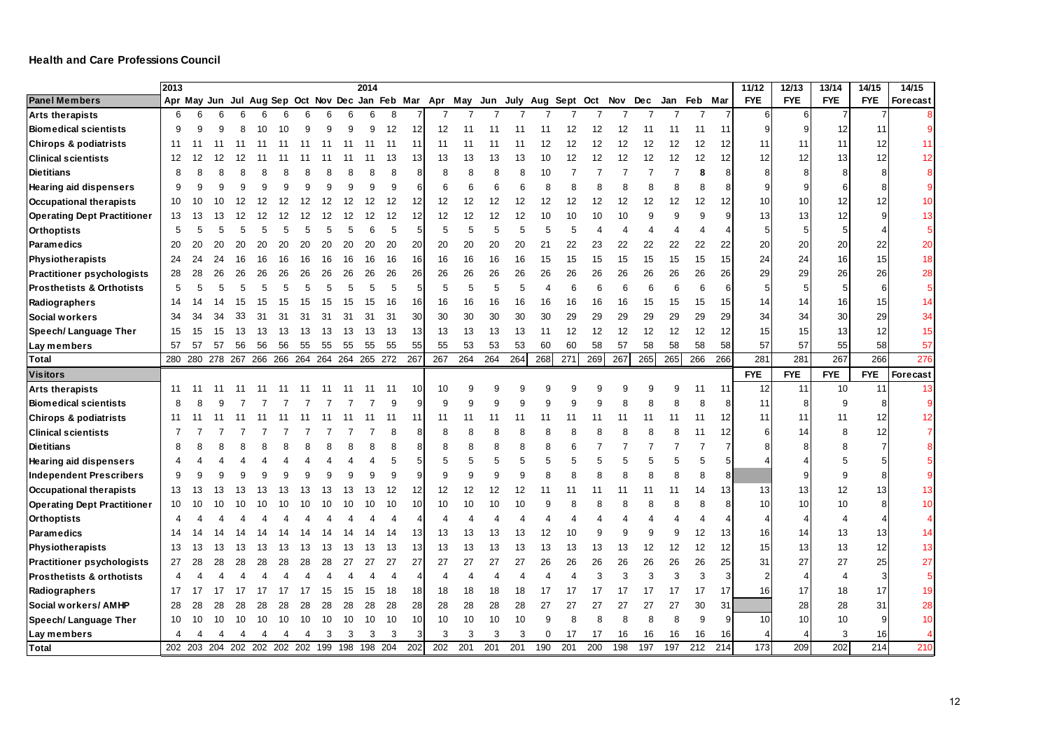## Health and Care Professions Council

| | 2013 | | | | | | | | | 2014 | | | | | | | | | | | | | | | 11/12 | 12/13 | 13/14 | 14/15 | 14/15 |
|---|---|---|---|---|---|---|---|---|---|---|---|---|---|---|---|---|---|---|---|---|---|---|---|---|---|---|---|---|---|
| **Panel Members** | Apr | May | Jun | Jul | Aug | Sep | Oct | Nov | Dec | Jan | Feb | Mar | Apr | May | Jun | July | Aug | Sept | Oct | Nov | Dec | Jan | Feb | Mar | FYE | FYE | FYE | FYE | Forecast |
| Arts therapists | 6 | 6 | 6 | 6 | 6 | 6 | 6 | 6 | 6 | 6 | 8 | 7 | 7 | 7 | 7 | 7 | 7 | 7 | 7 | 7 | 7 | 7 | 7 | 7 | 6 | 6 | 7 | 7 | 8 |
| Biomedical scientists | 9 | 9 | 9 | 8 | 10 | 10 | 9 | 9 | 9 | 9 | 12 | 12 | 12 | 11 | 11 | 11 | 11 | 12 | 12 | 12 | 11 | 11 | 11 | 11 | 9 | 9 | 12 | 11 | 9 |
| Chirops & podiatrists | 11 | 11 | 11 | 11 | 11 | 11 | 11 | 11 | 11 | 11 | 11 | 11 | 11 | 11 | 11 | 11 | 12 | 12 | 12 | 12 | 12 | 12 | 12 | 12 | 11 | 11 | 11 | 12 | 11 |
| Clinical scientists | 12 | 12 | 12 | 12 | 11 | 11 | 11 | 11 | 11 | 11 | 13 | 13 | 13 | 13 | 13 | 13 | 10 | 12 | 12 | 12 | 12 | 12 | 12 | 12 | 12 | 12 | 13 | 12 | 12 |
| Dietitians | 8 | 8 | 8 | 8 | 8 | 8 | 8 | 8 | 8 | 8 | 8 | 8 | 8 | 8 | 8 | 8 | 10 | 7 | 7 | 7 | 7 | 7 | 8 | 8 | 8 | 8 | 8 | 8 | 8 |
| Hearing aid dispensers | 9 | 9 | 9 | 9 | 9 | 9 | 9 | 9 | 9 | 9 | 9 | 6 | 6 | 6 | 6 | 6 | 8 | 8 | 8 | 8 | 8 | 8 | 8 | 8 | 9 | 9 | 6 | 8 | 9 |
| Occupational therapists | 10 | 10 | 10 | 12 | 12 | 12 | 12 | 12 | 12 | 12 | 12 | 12 | 12 | 12 | 12 | 12 | 12 | 12 | 12 | 12 | 12 | 12 | 12 | 12 | 10 | 10 | 12 | 12 | 10 |
| Operating Dept Practitioner | 13 | 13 | 13 | 12 | 12 | 12 | 12 | 12 | 12 | 12 | 12 | 12 | 12 | 12 | 12 | 12 | 10 | 10 | 10 | 10 | 9 | 9 | 9 | 9 | 13 | 13 | 12 | 9 | 13 |
| Orthoptists | 5 | 5 | 5 | 5 | 5 | 5 | 5 | 5 | 5 | 6 | 5 | 5 | 5 | 5 | 5 | 5 | 5 | 5 | 4 | 4 | 4 | 4 | 4 | 4 | 5 | 5 | 5 | 4 | 5 |
| Paramedics | 20 | 20 | 20 | 20 | 20 | 20 | 20 | 20 | 20 | 20 | 20 | 20 | 20 | 20 | 20 | 20 | 21 | 22 | 23 | 22 | 22 | 22 | 22 | 22 | 20 | 20 | 20 | 22 | 20 |
| Physiotherapists | 24 | 24 | 24 | 16 | 16 | 16 | 16 | 16 | 16 | 16 | 16 | 16 | 16 | 16 | 16 | 16 | 15 | 15 | 15 | 15 | 15 | 15 | 15 | 15 | 24 | 24 | 16 | 15 | 18 |
| Practitioner psychologists | 28 | 28 | 26 | 26 | 26 | 26 | 26 | 26 | 26 | 26 | 26 | 26 | 26 | 26 | 26 | 26 | 26 | 26 | 26 | 26 | 26 | 26 | 26 | 26 | 29 | 29 | 26 | 26 | 28 |
| Prosthetists & Orthotists | 5 | 5 | 5 | 5 | 5 | 5 | 5 | 5 | 5 | 5 | 5 | 5 | 5 | 5 | 5 | 5 | 4 | 6 | 6 | 6 | 6 | 6 | 6 | 6 | 5 | 5 | 5 | 6 | 5 |
| Radiographers | 14 | 14 | 14 | 15 | 15 | 15 | 15 | 15 | 15 | 15 | 16 | 16 | 16 | 16 | 16 | 16 | 16 | 16 | 16 | 16 | 15 | 15 | 15 | 15 | 14 | 14 | 16 | 15 | 14 |
| Social workers | 34 | 34 | 34 | 33 | 31 | 31 | 31 | 31 | 31 | 31 | 31 | 30 | 30 | 30 | 30 | 30 | 30 | 29 | 29 | 29 | 29 | 29 | 29 | 29 | 34 | 34 | 30 | 29 | 34 |
| Speech/ Language Ther | 15 | 15 | 15 | 13 | 13 | 13 | 13 | 13 | 13 | 13 | 13 | 13 | 13 | 13 | 13 | 13 | 11 | 12 | 12 | 12 | 12 | 12 | 12 | 12 | 15 | 15 | 13 | 12 | 15 |
| Lay members | 57 | 57 | 57 | 56 | 56 | 56 | 55 | 55 | 55 | 55 | 55 | 55 | 55 | 53 | 53 | 53 | 60 | 60 | 58 | 57 | 58 | 58 | 58 | 58 | 57 | 57 | 55 | 58 | 57 |
| **Total** | 280 | 280 | 278 | 267 | 266 | 266 | 264 | 264 | 264 | 265 | 272 | 267 | 267 | 264 | 264 | 264 | 268 | 271 | 269 | 267 | 265 | 265 | 266 | 266 | 281 | 281 | 267 | 266 | 276 |
| **Visitors** | | | | | | | | | | | | | | | | | | | | | | | | | FYE | FYE | FYE | FYE | Forecast |
| Arts therapists | 11 | 11 | 11 | 11 | 11 | 11 | 11 | 11 | 11 | 11 | 11 | 10 | 10 | 9 | 9 | 9 | 9 | 9 | 9 | 9 | 9 | 9 | 11 | 11 | 12 | 11 | 10 | 11 | 13 |
| Biomedical scientists | 8 | 8 | 9 | 7 | 7 | 7 | 7 | 7 | 7 | 7 | 9 | 9 | 9 | 9 | 9 | 9 | 9 | 9 | 9 | 8 | 8 | 8 | 8 | 8 | 11 | 8 | 9 | 8 | 9 |
| Chirops & podiatrists | 11 | 11 | 11 | 11 | 11 | 11 | 11 | 11 | 11 | 11 | 11 | 11 | 11 | 11 | 11 | 11 | 11 | 11 | 11 | 11 | 11 | 11 | 11 | 12 | 11 | 11 | 11 | 12 | 12 |
| Clinical scientists | 7 | 7 | 7 | 7 | 7 | 7 | 7 | 7 | 7 | 7 | 8 | 8 | 8 | 8 | 8 | 8 | 8 | 8 | 8 | 8 | 8 | 8 | 11 | 12 | 6 | 14 | 8 | 12 | 7 |
| Dietitians | 8 | 8 | 8 | 8 | 8 | 8 | 8 | 8 | 8 | 8 | 8 | 8 | 8 | 8 | 8 | 8 | 8 | 6 | 7 | 7 | 7 | 7 | 7 | 7 | 8 | 8 | 8 | 7 | 8 |
| Hearing aid dispensers | 4 | 4 | 4 | 4 | 4 | 4 | 4 | 4 | 4 | 4 | 5 | 5 | 5 | 5 | 5 | 5 | 5 | 5 | 5 | 5 | 5 | 5 | 5 | 5 | 4 | 4 | 5 | 5 | 5 |
| Independent Prescribers | 9 | 9 | 9 | 9 | 9 | 9 | 9 | 9 | 9 | 9 | 9 | 9 | 9 | 9 | 9 | 9 | 8 | 8 | 8 | 8 | 8 | 8 | 8 | 8 | | 9 | 9 | 8 | 9 |
| Occupational therapists | 13 | 13 | 13 | 13 | 13 | 13 | 13 | 13 | 13 | 13 | 12 | 12 | 12 | 12 | 12 | 12 | 11 | 11 | 11 | 11 | 11 | 11 | 14 | 13 | 13 | 13 | 12 | 13 | 13 |
| Operating Dept Practitioner | 10 | 10 | 10 | 10 | 10 | 10 | 10 | 10 | 10 | 10 | 10 | 10 | 10 | 10 | 10 | 10 | 9 | 8 | 8 | 8 | 8 | 8 | 8 | 8 | 10 | 10 | 10 | 8 | 10 |
| Orthoptists | 4 | 4 | 4 | 4 | 4 | 4 | 4 | 4 | 4 | 4 | 4 | 4 | 4 | 4 | 4 | 4 | 4 | 4 | 4 | 4 | 4 | 4 | 4 | 4 | 4 | 4 | 4 | 4 | 4 |
| Paramedics | 14 | 14 | 14 | 14 | 14 | 14 | 14 | 14 | 14 | 14 | 14 | 13 | 13 | 13 | 13 | 13 | 12 | 10 | 9 | 9 | 9 | 9 | 12 | 13 | 16 | 14 | 13 | 13 | 14 |
| Physiotherapists | 13 | 13 | 13 | 13 | 13 | 13 | 13 | 13 | 13 | 13 | 13 | 13 | 13 | 13 | 13 | 13 | 13 | 13 | 13 | 13 | 12 | 12 | 12 | 12 | 15 | 13 | 13 | 12 | 13 |
| Practitioner psychologists | 27 | 28 | 28 | 28 | 28 | 28 | 28 | 28 | 27 | 27 | 27 | 27 | 27 | 27 | 27 | 27 | 26 | 26 | 26 | 26 | 26 | 26 | 26 | 25 | 31 | 27 | 27 | 25 | 27 |
| Prosthetists & orthotists | 4 | 4 | 4 | 4 | 4 | 4 | 4 | 4 | 4 | 4 | 4 | 4 | 4 | 4 | 4 | 4 | 4 | 4 | 3 | 3 | 3 | 3 | 3 | 3 | 2 | 4 | 4 | 3 | 5 |
| Radiographers | 17 | 17 | 17 | 17 | 17 | 17 | 17 | 15 | 15 | 15 | 18 | 18 | 18 | 18 | 18 | 18 | 17 | 17 | 17 | 17 | 17 | 17 | 17 | 17 | 16 | 17 | 18 | 17 | 19 |
| Social workers/ AMHP | 28 | 28 | 28 | 28 | 28 | 28 | 28 | 28 | 28 | 28 | 28 | 28 | 28 | 28 | 28 | 28 | 27 | 27 | 27 | 27 | 27 | 27 | 30 | 31 | | 28 | 28 | 31 | 28 |
| Speech/ Language Ther | 10 | 10 | 10 | 10 | 10 | 10 | 10 | 10 | 10 | 10 | 10 | 10 | 10 | 10 | 10 | 10 | 9 | 8 | 8 | 8 | 8 | 8 | 9 | 9 | 10 | 10 | 10 | 9 | 10 |
| Lay members | 4 | 4 | 4 | 4 | 4 | 4 | 4 | 3 | 3 | 3 | 3 | 3 | 3 | 3 | 3 | 3 | 0 | 17 | 17 | 16 | 16 | 16 | 16 | 16 | 4 | 4 | 3 | 16 | 4 |
| **Total** | 202 | 203 | 204 | 202 | 202 | 202 | 202 | 199 | 198 | 198 | 204 | 202 | 202 | 201 | 201 | 201 | 190 | 201 | 200 | 198 | 197 | 197 | 212 | 214 | 173 | 209 | 202 | 214 | 210 |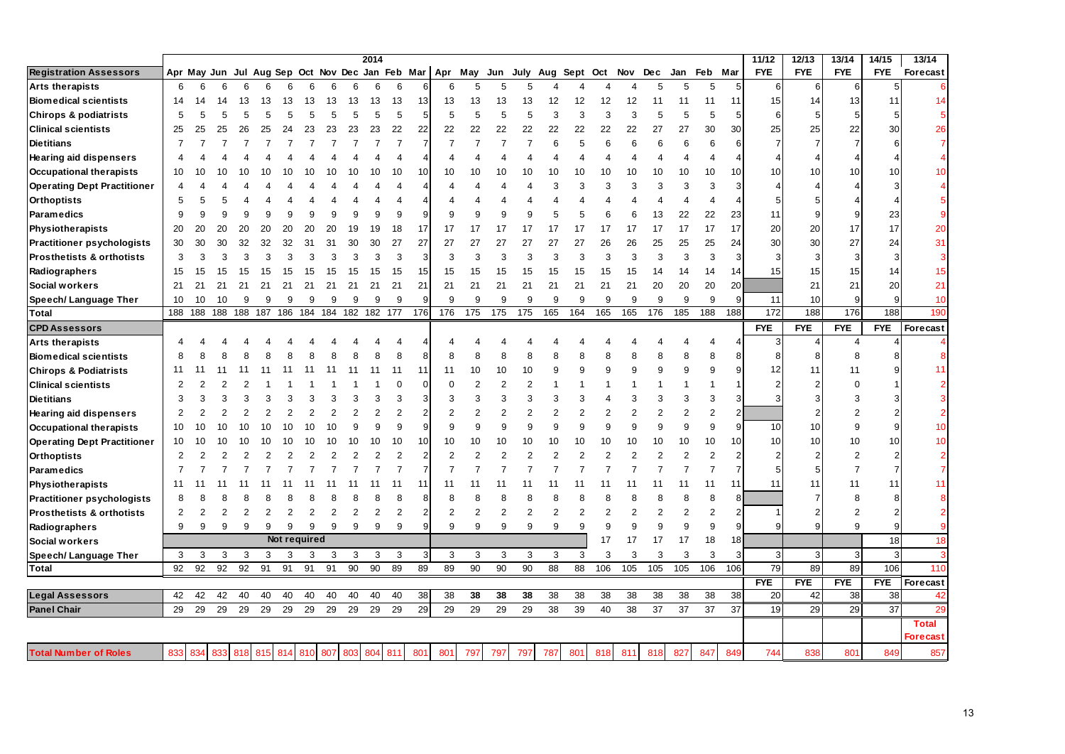| | 2014 | | | | | | | | | | | | | | | | | | | | | | | | 11/12 | 12/13 | 13/14 | 14/15 | 13/14 |
|---|---|---|---|---|---|---|---|---|---|---|---|---|---|---|---|---|---|---|---|---|---|---|---|---|---|---|---|---|---|
| **Registration Assessors** | Apr | May | Jun | Jul | Aug | Sep | Oct | Nov | Dec | Jan | Feb | Mar | Apr | May | Jun | July | Aug | Sept | Oct | Nov | Dec | Jan | Feb | Mar | FYE | FYE | FYE | FYE | Forecast |
| Arts therapists | 6 | 6 | 6 | 6 | 6 | 6 | 6 | 6 | 6 | 6 | 6 | 6 | 6 | 5 | 5 | 5 | 4 | 4 | 4 | 4 | 5 | 5 | 5 | 5 | 6 | 6 | 6 | 5 | 6 |
| Biomedical scientists | 14 | 14 | 14 | 13 | 13 | 13 | 13 | 13 | 13 | 13 | 13 | 13 | 13 | 13 | 13 | 13 | 12 | 12 | 12 | 12 | 11 | 11 | 11 | 11 | 15 | 14 | 13 | 11 | 14 |
| Chirops & podiatrists | 5 | 5 | 5 | 5 | 5 | 5 | 5 | 5 | 5 | 5 | 5 | 5 | 5 | 5 | 5 | 5 | 3 | 3 | 3 | 3 | 5 | 5 | 5 | 5 | 6 | 5 | 5 | 5 | 5 |
| Clinical scientists | 25 | 25 | 25 | 26 | 25 | 24 | 23 | 23 | 23 | 23 | 22 | 22 | 22 | 22 | 22 | 22 | 22 | 22 | 22 | 22 | 27 | 27 | 30 | 30 | 25 | 25 | 22 | 30 | 26 |
| Dietitians | 7 | 7 | 7 | 7 | 7 | 7 | 7 | 7 | 7 | 7 | 7 | 7 | 7 | 7 | 7 | 7 | 6 | 5 | 6 | 6 | 6 | 6 | 6 | 6 | 7 | 7 | 7 | 6 | 7 |
| Hearing aid dispensers | 4 | 4 | 4 | 4 | 4 | 4 | 4 | 4 | 4 | 4 | 4 | 4 | 4 | 4 | 4 | 4 | 4 | 4 | 4 | 4 | 4 | 4 | 4 | 4 | 4 | 4 | 4 | 4 | 4 |
| Occupational therapists | 10 | 10 | 10 | 10 | 10 | 10 | 10 | 10 | 10 | 10 | 10 | 10 | 10 | 10 | 10 | 10 | 10 | 10 | 10 | 10 | 10 | 10 | 10 | 10 | 10 | 10 | 10 | 10 | 10 |
| Operating Dept Practitioner | 4 | 4 | 4 | 4 | 4 | 4 | 4 | 4 | 4 | 4 | 4 | 4 | 4 | 4 | 4 | 4 | 3 | 3 | 3 | 3 | 3 | 3 | 3 | 3 | 4 | 4 | 4 | 3 | 4 |
| Orthoptists | 5 | 5 | 5 | 4 | 4 | 4 | 4 | 4 | 4 | 4 | 4 | 4 | 4 | 4 | 4 | 4 | 4 | 4 | 4 | 4 | 4 | 4 | 4 | 4 | 5 | 5 | 4 | 4 | 5 |
| Paramedics | 9 | 9 | 9 | 9 | 9 | 9 | 9 | 9 | 9 | 9 | 9 | 9 | 9 | 9 | 9 | 9 | 5 | 5 | 6 | 6 | 13 | 22 | 22 | 23 | 11 | 9 | 9 | 23 | 9 |
| Physiotherapists | 20 | 20 | 20 | 20 | 20 | 20 | 20 | 20 | 19 | 19 | 18 | 17 | 17 | 17 | 17 | 17 | 17 | 17 | 17 | 17 | 17 | 17 | 17 | 17 | 20 | 20 | 17 | 17 | 20 |
| Practitioner psychologists | 30 | 30 | 30 | 32 | 32 | 32 | 31 | 31 | 30 | 30 | 27 | 27 | 27 | 27 | 27 | 27 | 27 | 27 | 26 | 26 | 25 | 25 | 25 | 24 | 30 | 30 | 27 | 24 | 31 |
| Prosthetists & orthotists | 3 | 3 | 3 | 3 | 3 | 3 | 3 | 3 | 3 | 3 | 3 | 3 | 3 | 3 | 3 | 3 | 3 | 3 | 3 | 3 | 3 | 3 | 3 | 3 | 3 | 3 | 3 | 3 | 3 |
| Radiographers | 15 | 15 | 15 | 15 | 15 | 15 | 15 | 15 | 15 | 15 | 15 | 15 | 15 | 15 | 15 | 15 | 15 | 15 | 15 | 15 | 14 | 14 | 14 | 14 | 15 | 15 | 15 | 14 | 15 |
| Social workers | 21 | 21 | 21 | 21 | 21 | 21 | 21 | 21 | 21 | 21 | 21 | 21 | 21 | 21 | 21 | 21 | 21 | 21 | 21 | 21 | 20 | 20 | 20 | 20 | | 21 | 21 | 20 | 21 |
| Speech/Language Ther | 10 | 10 | 10 | 9 | 9 | 9 | 9 | 9 | 9 | 9 | 9 | 9 | 9 | 9 | 9 | 9 | 9 | 9 | 9 | 9 | 9 | 9 | 9 | 9 | 11 | 10 | 9 | 9 | 10 |
| **Total** | 188 | 188 | 188 | 188 | 187 | 186 | 184 | 184 | 182 | 182 | 177 | 176 | 176 | 175 | 175 | 175 | 165 | 164 | 165 | 165 | 176 | 185 | 188 | 188 | 172 | 188 | 176 | 188 | 190 |
| **CPD Assessors** | | | | | | | | | | | | | | | | | | | | | | | | | FYE | FYE | FYE | FYE | Forecast |
| Arts therapists | 4 | 4 | 4 | 4 | 4 | 4 | 4 | 4 | 4 | 4 | 4 | 4 | 4 | 4 | 4 | 4 | 4 | 4 | 4 | 4 | 4 | 4 | 4 | 4 | 3 | 4 | 4 | 4 | 4 |
| Biomedical scientists | 8 | 8 | 8 | 8 | 8 | 8 | 8 | 8 | 8 | 8 | 8 | 8 | 8 | 8 | 8 | 8 | 8 | 8 | 8 | 8 | 8 | 8 | 8 | 8 | 8 | 8 | 8 | 8 | 8 |
| Chirops & Podiatrists | 11 | 11 | 11 | 11 | 11 | 11 | 11 | 11 | 11 | 11 | 11 | 11 | 11 | 10 | 10 | 10 | 9 | 9 | 9 | 9 | 9 | 9 | 9 | 9 | 12 | 11 | 11 | 9 | 11 |
| Clinical scientists | 2 | 2 | 2 | 2 | 1 | 1 | 1 | 1 | 1 | 1 | 0 | 0 | 0 | 2 | 2 | 2 | 1 | 1 | 1 | 1 | 1 | 1 | 1 | 1 | 2 | 2 | 0 | 1 | 2 |
| Dietitians | 3 | 3 | 3 | 3 | 3 | 3 | 3 | 3 | 3 | 3 | 3 | 3 | 3 | 3 | 3 | 3 | 3 | 3 | 4 | 3 | 3 | 3 | 3 | 3 | 3 | 3 | 3 | 3 | 3 |
| Hearing aid dispensers | 2 | 2 | 2 | 2 | 2 | 2 | 2 | 2 | 2 | 2 | 2 | 2 | 2 | 2 | 2 | 2 | 2 | 2 | 2 | 2 | 2 | 2 | 2 | 2 | | 2 | 2 | 2 | 2 |
| Occupational therapists | 10 | 10 | 10 | 10 | 10 | 10 | 10 | 10 | 9 | 9 | 9 | 9 | 9 | 9 | 9 | 9 | 9 | 9 | 9 | 9 | 9 | 9 | 9 | 9 | 10 | 10 | 9 | 9 | 10 |
| Operating Dept Practitioner | 10 | 10 | 10 | 10 | 10 | 10 | 10 | 10 | 10 | 10 | 10 | 10 | 10 | 10 | 10 | 10 | 10 | 10 | 10 | 10 | 10 | 10 | 10 | 10 | 10 | 10 | 10 | 10 | 10 |
| Orthoptists | 2 | 2 | 2 | 2 | 2 | 2 | 2 | 2 | 2 | 2 | 2 | 2 | 2 | 2 | 2 | 2 | 2 | 2 | 2 | 2 | 2 | 2 | 2 | 2 | 2 | 2 | 2 | 2 | 2 |
| Paramedics | 7 | 7 | 7 | 7 | 7 | 7 | 7 | 7 | 7 | 7 | 7 | 7 | 7 | 7 | 7 | 7 | 7 | 7 | 7 | 7 | 7 | 7 | 7 | 7 | 5 | 5 | 7 | 7 | 7 |
| Physiotherapists | 11 | 11 | 11 | 11 | 11 | 11 | 11 | 11 | 11 | 11 | 11 | 11 | 11 | 11 | 11 | 11 | 11 | 11 | 11 | 11 | 11 | 11 | 11 | 11 | 11 | 11 | 11 | 11 | 11 |
| Practitioner psychologists | 8 | 8 | 8 | 8 | 8 | 8 | 8 | 8 | 8 | 8 | 8 | 8 | 8 | 8 | 8 | 8 | 8 | 8 | 8 | 8 | 8 | 8 | 8 | 8 | | 7 | 8 | 8 | 8 |
| Prosthetists & orthotists | 2 | 2 | 2 | 2 | 2 | 2 | 2 | 2 | 2 | 2 | 2 | 2 | 2 | 2 | 2 | 2 | 2 | 2 | 2 | 2 | 2 | 2 | 2 | 2 | 1 | 2 | 2 | 2 | 2 |
| Radiographers | 9 | 9 | 9 | 9 | 9 | 9 | 9 | 9 | 9 | 9 | 9 | 9 | 9 | 9 | 9 | 9 | 9 | 9 | 9 | 9 | 9 | 9 | 9 | 9 | 9 | 9 | 9 | 9 | 9 |
| Social workers | Not required | | | | | | | | | | | | | | | | | | 17 | 17 | 17 | 17 | 18 | 18 | | | | 18 | 18 |
| Speech/Language Ther | 3 | 3 | 3 | 3 | 3 | 3 | 3 | 3 | 3 | 3 | 3 | 3 | 3 | 3 | 3 | 3 | 3 | 3 | 3 | 3 | 3 | 3 | 3 | 3 | 3 | 3 | 3 | 3 | 3 |
| **Total** | 92 | 92 | 92 | 92 | 91 | 91 | 91 | 91 | 90 | 90 | 89 | 89 | 89 | 90 | 90 | 90 | 88 | 88 | 106 | 105 | 105 | 105 | 106 | 106 | 79 | 89 | 89 | 106 | 110 |
| | | | | | | | | | | | | | | | | | | | | | | | | | FYE | FYE | FYE | FYE | Forecast |
| **Legal Assessors** | 42 | 42 | 42 | 40 | 40 | 40 | 40 | 40 | 40 | 40 | 40 | 38 | 38 | **38** | **38** | **38** | 38 | 38 | 38 | 38 | 38 | 38 | 38 | 38 | 20 | 42 | 38 | 38 | 42 |
| **Panel Chair** | 29 | 29 | 29 | 29 | 29 | 29 | 29 | 29 | 29 | 29 | 29 | 29 | 29 | 29 | 29 | 29 | 38 | 39 | 40 | 38 | 37 | 37 | 37 | 37 | 19 | 29 | 29 | 37 | 29 |
| | | | | | | | | | | | | | | | | | | | | | | | | | | | | | **Total Forecast** |
| **Total Number of Roles** | 833 | 834 | 833 | 818 | 815 | 814 | 810 | 807 | 803 | 804 | 811 | 801 | 801 | 797 | 797 | 797 | 787 | 801 | 818 | 811 | 818 | 827 | 847 | 849 | 744 | 838 | 801 | 849 | 857 |